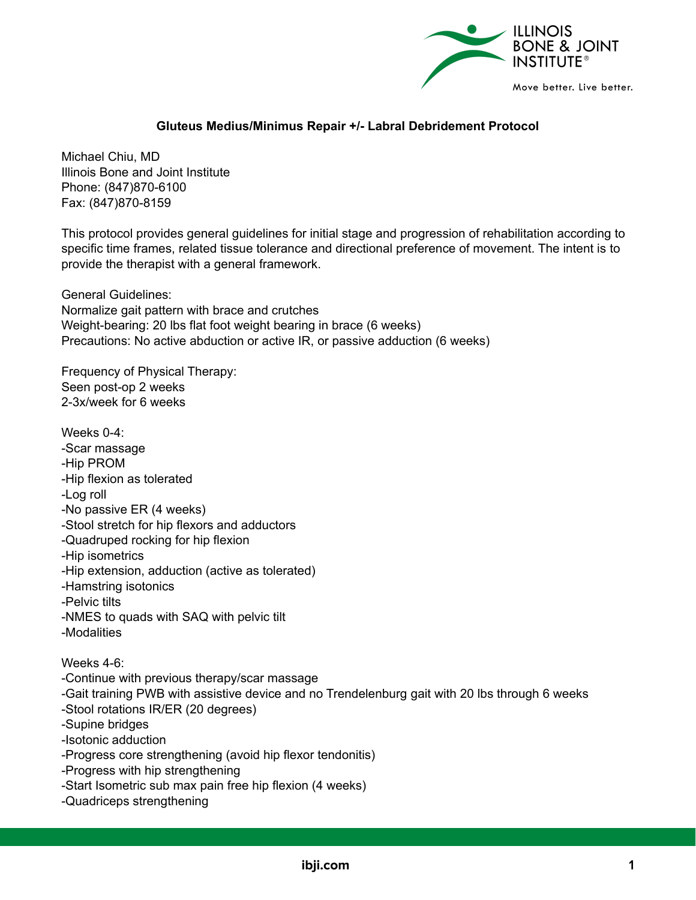## Gluteus Medius/Minimus Repair +/- Labral Debridement Protocol

Michael Chiu, MD
Illinois Bone and Joint Institute
Phone: (847)870-6100
Fax: (847)870-8159

This protocol provides general guidelines for initial stage and progression of rehabilitation according to specific time frames, related tissue tolerance and directional preference of movement. The intent is to provide the therapist with a general framework.

General Guidelines:
Normalize gait pattern with brace and crutches
Weight-bearing: 20 lbs flat foot weight bearing in brace (6 weeks)
Precautions: No active abduction or active IR, or passive adduction (6 weeks)

Frequency of Physical Therapy:
Seen post-op 2 weeks
2-3x/week for 6 weeks

Weeks 0-4:
-Scar massage
-Hip PROM
-Hip flexion as tolerated
-Log roll
-No passive ER (4 weeks)
-Stool stretch for hip flexors and adductors
-Quadruped rocking for hip flexion
-Hip isometrics
-Hip extension, adduction (active as tolerated)
-Hamstring isotonics
-Pelvic tilts
-NMES to quads with SAQ with pelvic tilt
-Modalities

Weeks 4-6:
-Continue with previous therapy/scar massage
-Gait training PWB with assistive device and no Trendelenburg gait with 20 lbs through 6 weeks
-Stool rotations IR/ER (20 degrees)
-Supine bridges
-Isotonic adduction
-Progress core strengthening (avoid hip flexor tendonitis)
-Progress with hip strengthening
-Start Isometric sub max pain free hip flexion (4 weeks)
-Quadriceps strengthening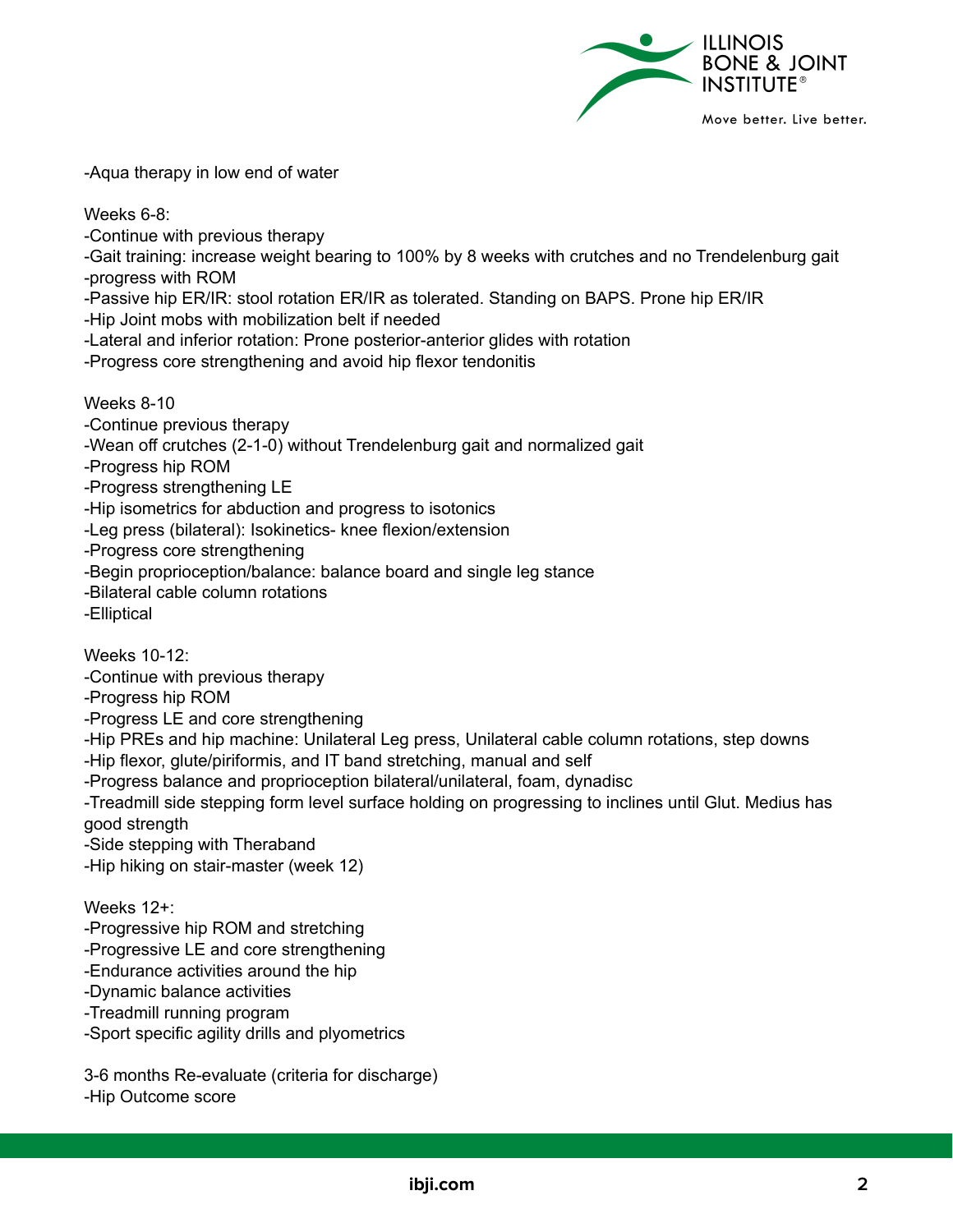-Aqua therapy in low end of water

Weeks 6-8:

-Continue with previous therapy

-Gait training: increase weight bearing to 100% by 8 weeks with crutches and no Trendelenburg gait

-progress with ROM

-Passive hip ER/IR: stool rotation ER/IR as tolerated. Standing on BAPS. Prone hip ER/IR

-Hip Joint mobs with mobilization belt if needed

-Lateral and inferior rotation: Prone posterior-anterior glides with rotation

-Progress core strengthening and avoid hip flexor tendonitis

Weeks 8-10

-Continue previous therapy

-Wean off crutches (2-1-0) without Trendelenburg gait and normalized gait

-Progress hip ROM

-Progress strengthening LE

-Hip isometrics for abduction and progress to isotonics

-Leg press (bilateral): Isokinetics- knee flexion/extension

-Progress core strengthening

-Begin proprioception/balance: balance board and single leg stance

-Bilateral cable column rotations

-Elliptical

Weeks 10-12:

-Continue with previous therapy

-Progress hip ROM

-Progress LE and core strengthening

-Hip PREs and hip machine: Unilateral Leg press, Unilateral cable column rotations, step downs

-Hip flexor, glute/piriformis, and IT band stretching, manual and self

-Progress balance and proprioception bilateral/unilateral, foam, dynadisc

-Treadmill side stepping form level surface holding on progressing to inclines until Glut. Medius has good strength

-Side stepping with Theraband

-Hip hiking on stair-master (week 12)

Weeks 12+:

-Progressive hip ROM and stretching

-Progressive LE and core strengthening

-Endurance activities around the hip

-Dynamic balance activities

-Treadmill running program

-Sport specific agility drills and plyometrics

3-6 months Re-evaluate (criteria for discharge)

-Hip Outcome score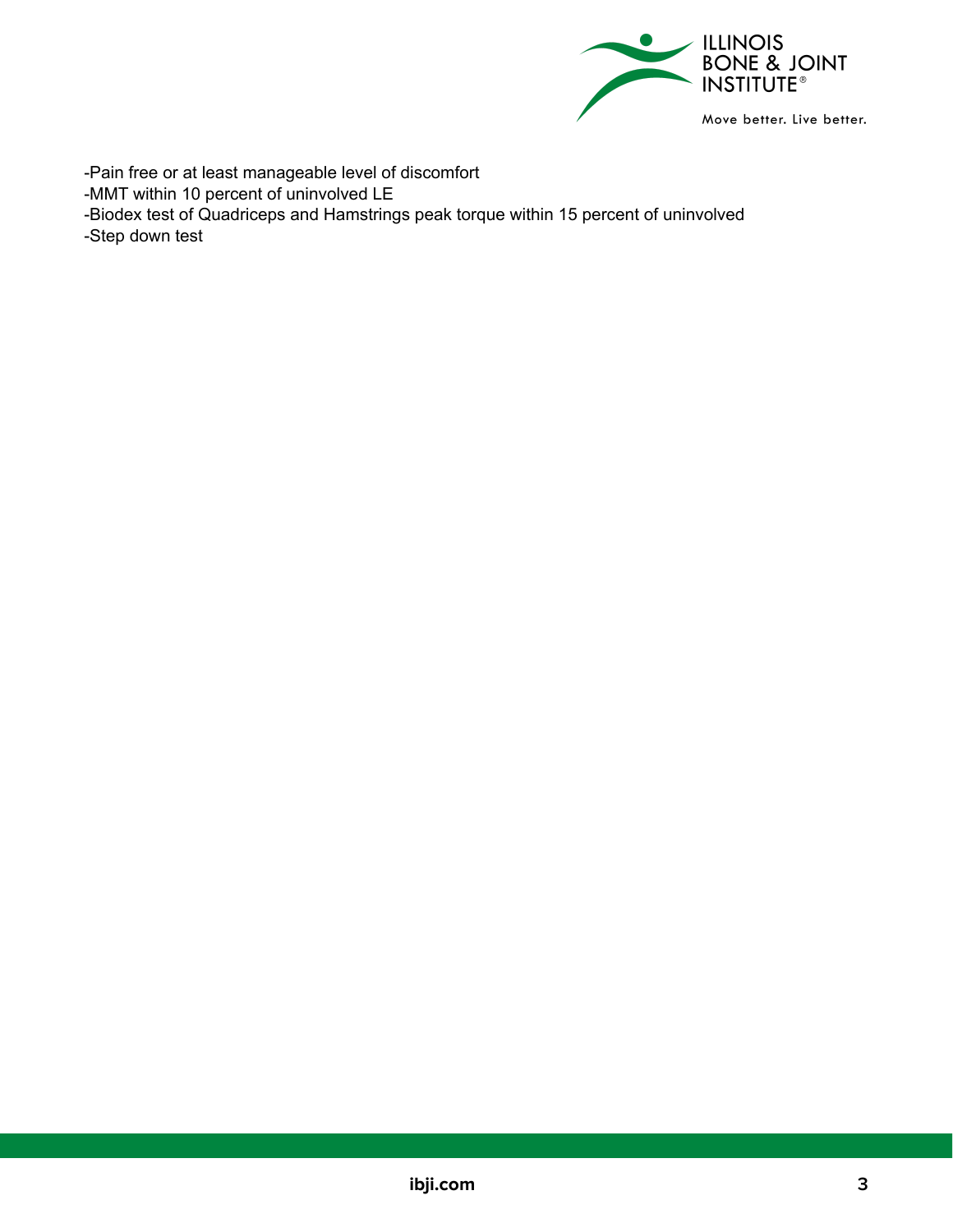-Pain free or at least manageable level of discomfort
-MMT within 10 percent of uninvolved LE
-Biodex test of Quadriceps and Hamstrings peak torque within 15 percent of uninvolved
-Step down test